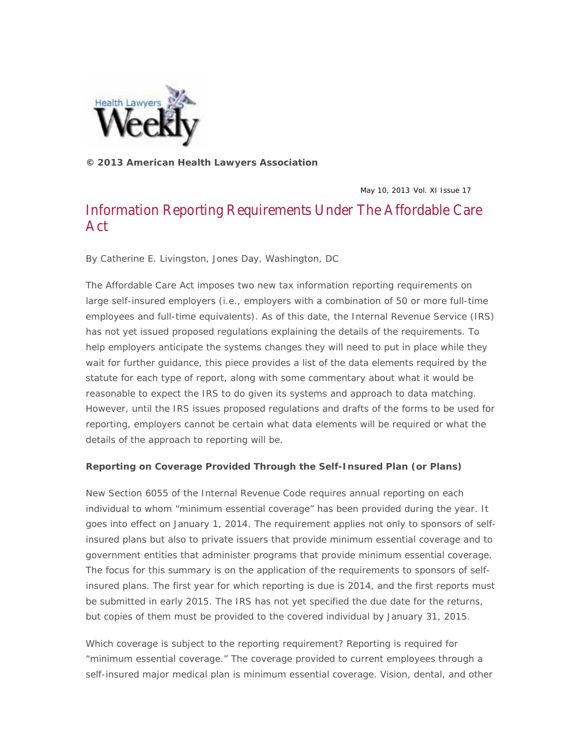**© 2013 American Health Lawyers Association**

May 10, 2013 Vol. XI Issue 17

# Information Reporting Requirements Under The Affordable Care Act

By Catherine E. Livingston, Jones Day, Washington, DC

The Affordable Care Act imposes two new tax information reporting requirements on large self-insured employers (i.e., employers with a combination of 50 or more full-time employees and full-time equivalents). As of this date, the Internal Revenue Service (IRS) has not yet issued proposed regulations explaining the details of the requirements. To help employers anticipate the systems changes they will need to put in place while they wait for further guidance, this piece provides a list of the data elements required by the statute for each type of report, along with some commentary about what it would be reasonable to expect the IRS to do given its systems and approach to data matching. However, until the IRS issues proposed regulations and drafts of the forms to be used for reporting, employers cannot be certain what data elements will be required or what the details of the approach to reporting will be.

**Reporting on Coverage Provided Through the Self-Insured Plan (or Plans)**

New Section 6055 of the Internal Revenue Code requires annual reporting on each individual to whom "minimum essential coverage" has been provided during the year. It goes into effect on January 1, 2014. The requirement applies not only to sponsors of self-insured plans but also to private issuers that provide minimum essential coverage and to government entities that administer programs that provide minimum essential coverage. The focus for this summary is on the application of the requirements to sponsors of self-insured plans. The first year for which reporting is due is 2014, and the first reports must be submitted in early 2015. The IRS has not yet specified the due date for the returns, but copies of them must be provided to the covered individual by January 31, 2015.

Which coverage is subject to the reporting requirement? Reporting is required for "minimum essential coverage." The coverage provided to current employees through a self-insured major medical plan is minimum essential coverage. Vision, dental, and other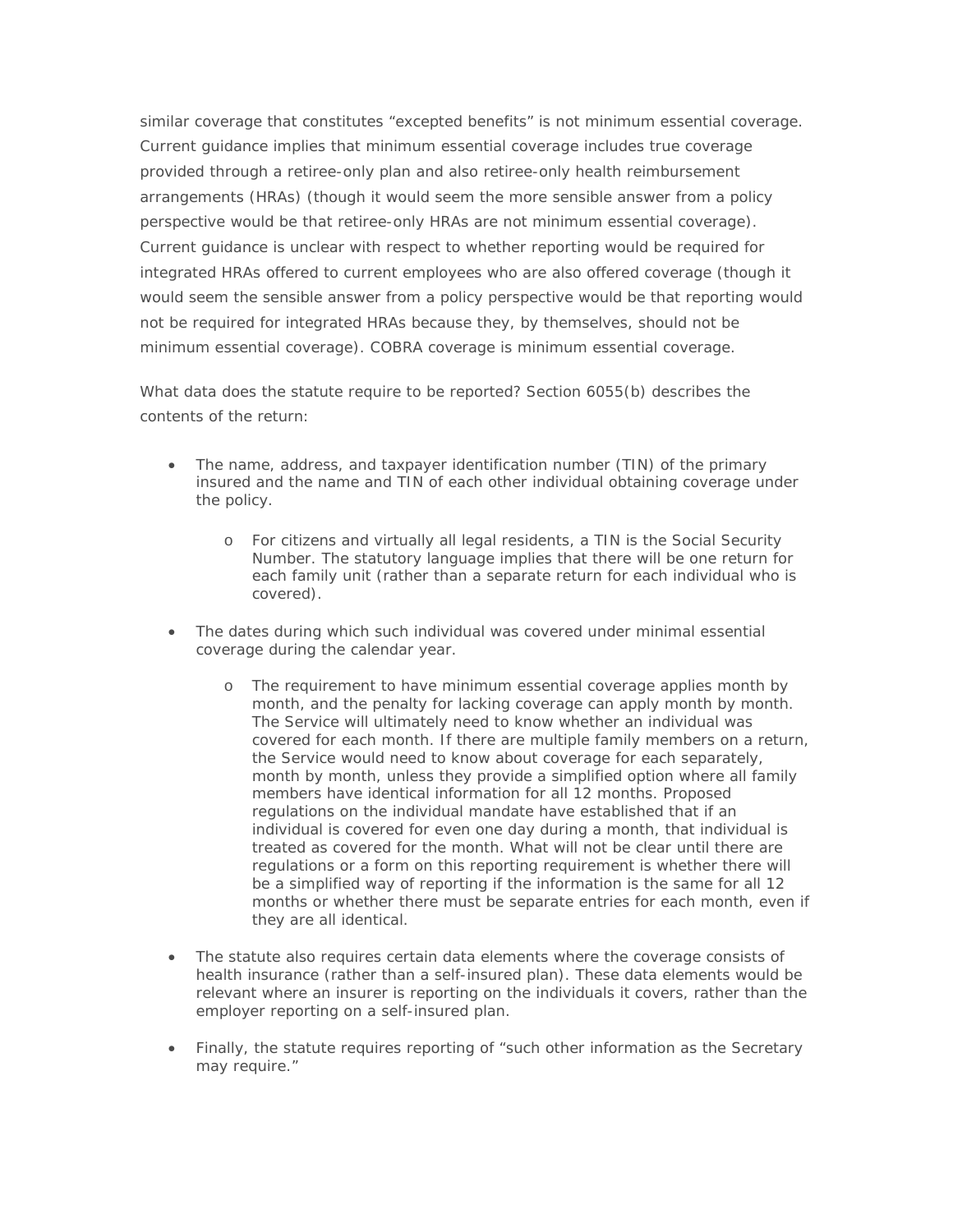similar coverage that constitutes "excepted benefits" is not minimum essential coverage. Current guidance implies that minimum essential coverage includes true coverage provided through a retiree-only plan and also retiree-only health reimbursement arrangements (HRAs) (though it would seem the more sensible answer from a policy perspective would be that retiree-only HRAs are not minimum essential coverage). Current guidance is unclear with respect to whether reporting would be required for integrated HRAs offered to current employees who are also offered coverage (though it would seem the sensible answer from a policy perspective would be that reporting would not be required for integrated HRAs because they, by themselves, should not be minimum essential coverage). COBRA coverage is minimum essential coverage.

What data does the statute require to be reported? Section 6055(b) describes the contents of the return:

- The name, address, and taxpayer identification number (TIN) of the primary insured and the name and TIN of each other individual obtaining coverage under the policy.
  - For citizens and virtually all legal residents, a TIN is the Social Security Number. The statutory language implies that there will be one return for each family unit (rather than a separate return for each individual who is covered).
- The dates during which such individual was covered under minimal essential coverage during the calendar year.
  - The requirement to have minimum essential coverage applies month by month, and the penalty for lacking coverage can apply month by month. The Service will ultimately need to know whether an individual was covered for each month. If there are multiple family members on a return, the Service would need to know about coverage for each separately, month by month, unless they provide a simplified option where all family members have identical information for all 12 months. Proposed regulations on the individual mandate have established that if an individual is covered for even one day during a month, that individual is treated as covered for the month. What will not be clear until there are regulations or a form on this reporting requirement is whether there will be a simplified way of reporting if the information is the same for all 12 months or whether there must be separate entries for each month, even if they are all identical.
- The statute also requires certain data elements where the coverage consists of health insurance (rather than a self-insured plan). These data elements would be relevant where an insurer is reporting on the individuals it covers, rather than the employer reporting on a self-insured plan.
- Finally, the statute requires reporting of "such other information as the Secretary may require."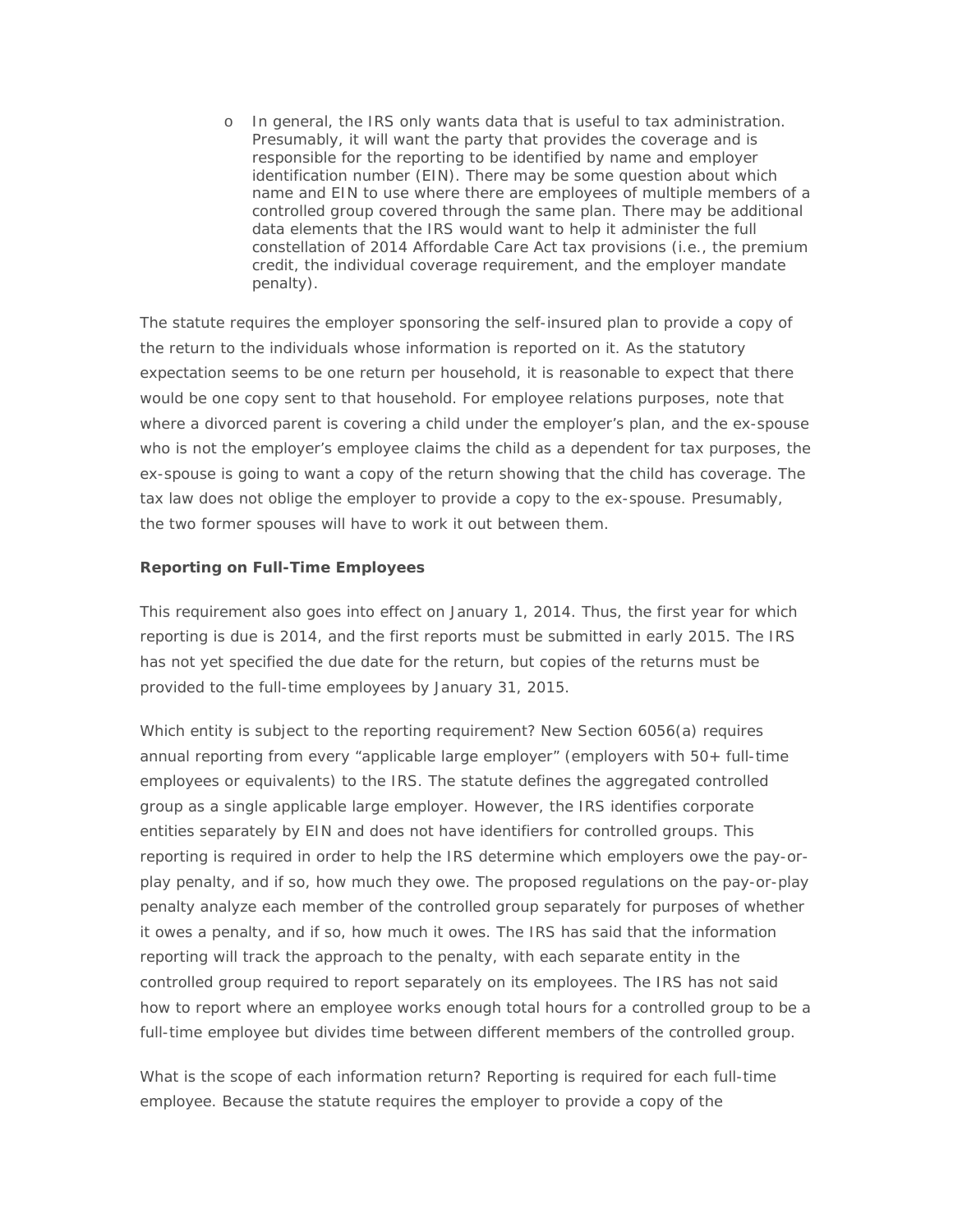- In general, the IRS only wants data that is useful to tax administration. Presumably, it will want the party that provides the coverage and is responsible for the reporting to be identified by name and employer identification number (EIN). There may be some question about which name and EIN to use where there are employees of multiple members of a controlled group covered through the same plan. There may be additional data elements that the IRS would want to help it administer the full constellation of 2014 Affordable Care Act tax provisions (i.e., the premium credit, the individual coverage requirement, and the employer mandate penalty).

The statute requires the employer sponsoring the self-insured plan to provide a copy of the return to the individuals whose information is reported on it. As the statutory expectation seems to be one return per household, it is reasonable to expect that there would be one copy sent to that household. For employee relations purposes, note that where a divorced parent is covering a child under the employer's plan, and the ex-spouse who is not the employer's employee claims the child as a dependent for tax purposes, the ex-spouse is going to want a copy of the return showing that the child has coverage. The tax law does not oblige the employer to provide a copy to the ex-spouse. Presumably, the two former spouses will have to work it out between them.

**Reporting on Full-Time Employees**

This requirement also goes into effect on January 1, 2014. Thus, the first year for which reporting is due is 2014, and the first reports must be submitted in early 2015. The IRS has not yet specified the due date for the return, but copies of the returns must be provided to the full-time employees by January 31, 2015.

Which entity is subject to the reporting requirement? New Section 6056(a) requires annual reporting from every "applicable large employer" (employers with 50+ full-time employees or equivalents) to the IRS. The statute defines the aggregated controlled group as a single applicable large employer. However, the IRS identifies corporate entities separately by EIN and does not have identifiers for controlled groups. This reporting is required in order to help the IRS determine which employers owe the pay-or-play penalty, and if so, how much they owe. The proposed regulations on the pay-or-play penalty analyze each member of the controlled group separately for purposes of whether it owes a penalty, and if so, how much it owes. The IRS has said that the information reporting will track the approach to the penalty, with each separate entity in the controlled group required to report separately on its employees. The IRS has not said how to report where an employee works enough total hours for a controlled group to be a full-time employee but divides time between different members of the controlled group.

What is the scope of each information return? Reporting is required for each full-time employee. Because the statute requires the employer to provide a copy of the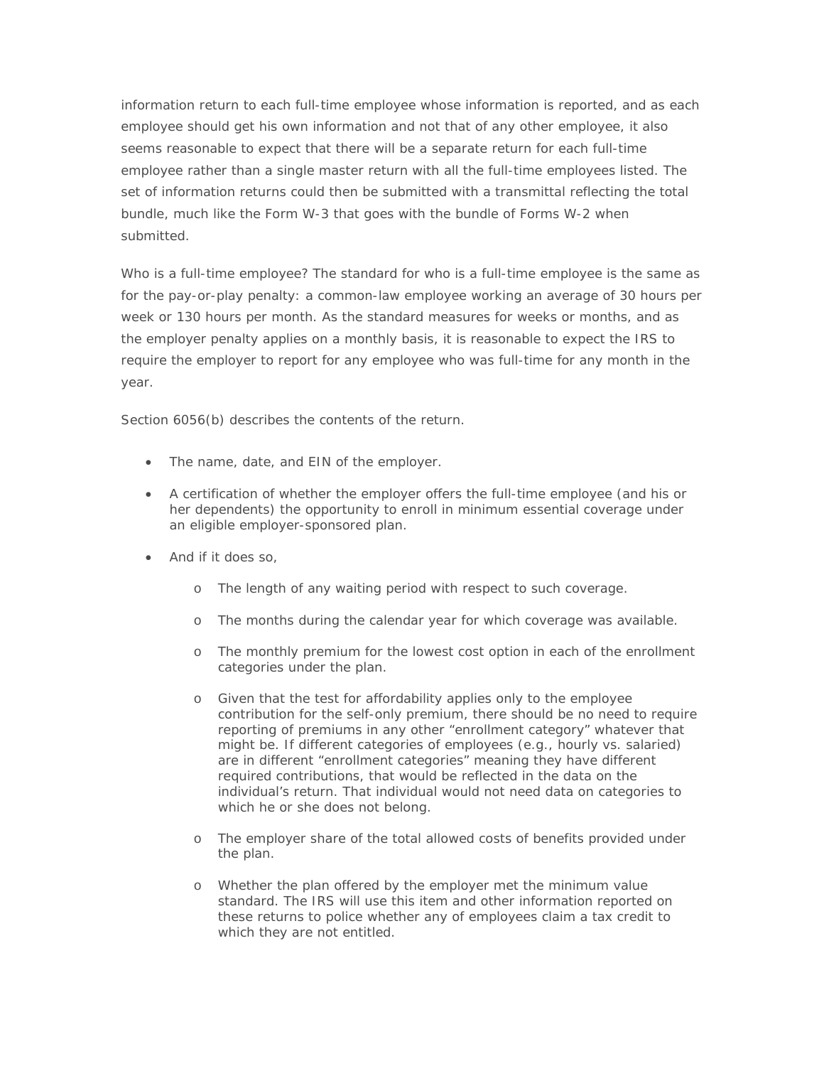information return to each full-time employee whose information is reported, and as each employee should get his own information and not that of any other employee, it also seems reasonable to expect that there will be a separate return for each full-time employee rather than a single master return with all the full-time employees listed. The set of information returns could then be submitted with a transmittal reflecting the total bundle, much like the Form W-3 that goes with the bundle of Forms W-2 when submitted.

Who is a full-time employee? The standard for who is a full-time employee is the same as for the pay-or-play penalty: a common-law employee working an average of 30 hours per week or 130 hours per month. As the standard measures for weeks or months, and as the employer penalty applies on a monthly basis, it is reasonable to expect the IRS to require the employer to report for any employee who was full-time for any month in the year.

Section 6056(b) describes the contents of the return.

- The name, date, and EIN of the employer.
- A certification of whether the employer offers the full-time employee (and his or her dependents) the opportunity to enroll in minimum essential coverage under an eligible employer-sponsored plan.
- And if it does so,
  - The length of any waiting period with respect to such coverage.
  - The months during the calendar year for which coverage was available.
  - The monthly premium for the lowest cost option in each of the enrollment categories under the plan.
  - Given that the test for affordability applies only to the employee contribution for the self-only premium, there should be no need to require reporting of premiums in any other "enrollment category" whatever that might be. If different categories of employees (e.g., hourly vs. salaried) are in different "enrollment categories" meaning they have different required contributions, that would be reflected in the data on the individual's return. That individual would not need data on categories to which he or she does not belong.
  - The employer share of the total allowed costs of benefits provided under the plan.
  - Whether the plan offered by the employer met the minimum value standard. The IRS will use this item and other information reported on these returns to police whether any of employees claim a tax credit to which they are not entitled.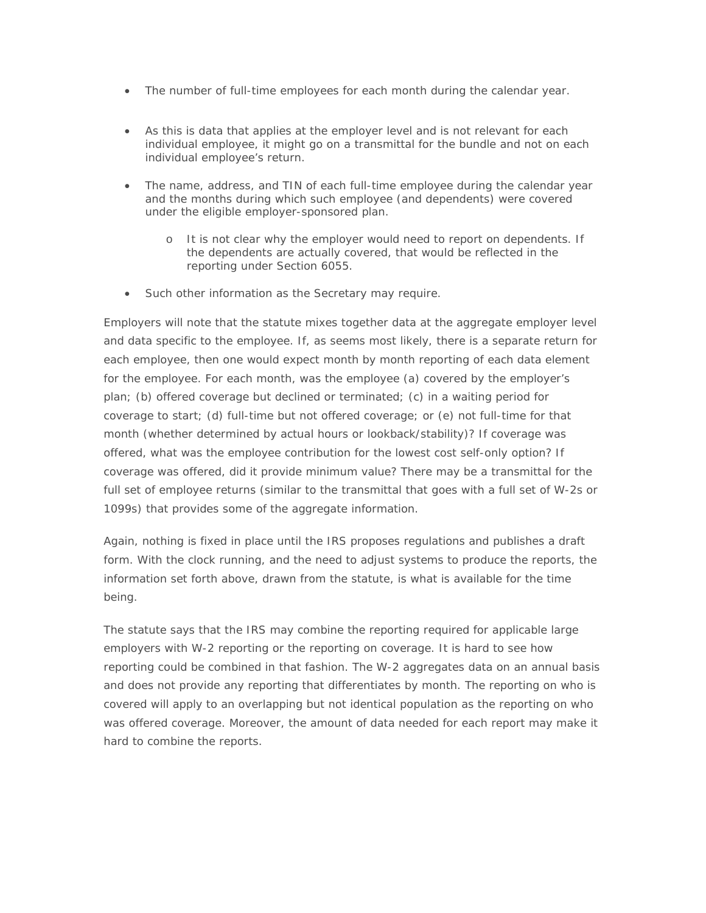- The number of full-time employees for each month during the calendar year.

- As this is data that applies at the employer level and is not relevant for each individual employee, it might go on a transmittal for the bundle and not on each individual employee's return.

- The name, address, and TIN of each full-time employee during the calendar year and the months during which such employee (and dependents) were covered under the eligible employer-sponsored plan.
  - It is not clear why the employer would need to report on dependents. If the dependents are actually covered, that would be reflected in the reporting under Section 6055.

- Such other information as the Secretary may require.

Employers will note that the statute mixes together data at the aggregate employer level and data specific to the employee. If, as seems most likely, there is a separate return for each employee, then one would expect month by month reporting of each data element for the employee. For each month, was the employee (a) covered by the employer's plan; (b) offered coverage but declined or terminated; (c) in a waiting period for coverage to start; (d) full-time but not offered coverage; or (e) not full-time for that month (whether determined by actual hours or lookback/stability)? If coverage was offered, what was the employee contribution for the lowest cost self-only option? If coverage was offered, did it provide minimum value? There may be a transmittal for the full set of employee returns (similar to the transmittal that goes with a full set of W-2s or 1099s) that provides some of the aggregate information.

Again, nothing is fixed in place until the IRS proposes regulations and publishes a draft form. With the clock running, and the need to adjust systems to produce the reports, the information set forth above, drawn from the statute, is what is available for the time being.

The statute says that the IRS may combine the reporting required for applicable large employers with W-2 reporting or the reporting on coverage. It is hard to see how reporting could be combined in that fashion. The W-2 aggregates data on an annual basis and does not provide any reporting that differentiates by month. The reporting on who is covered will apply to an overlapping but not identical population as the reporting on who was offered coverage. Moreover, the amount of data needed for each report may make it hard to combine the reports.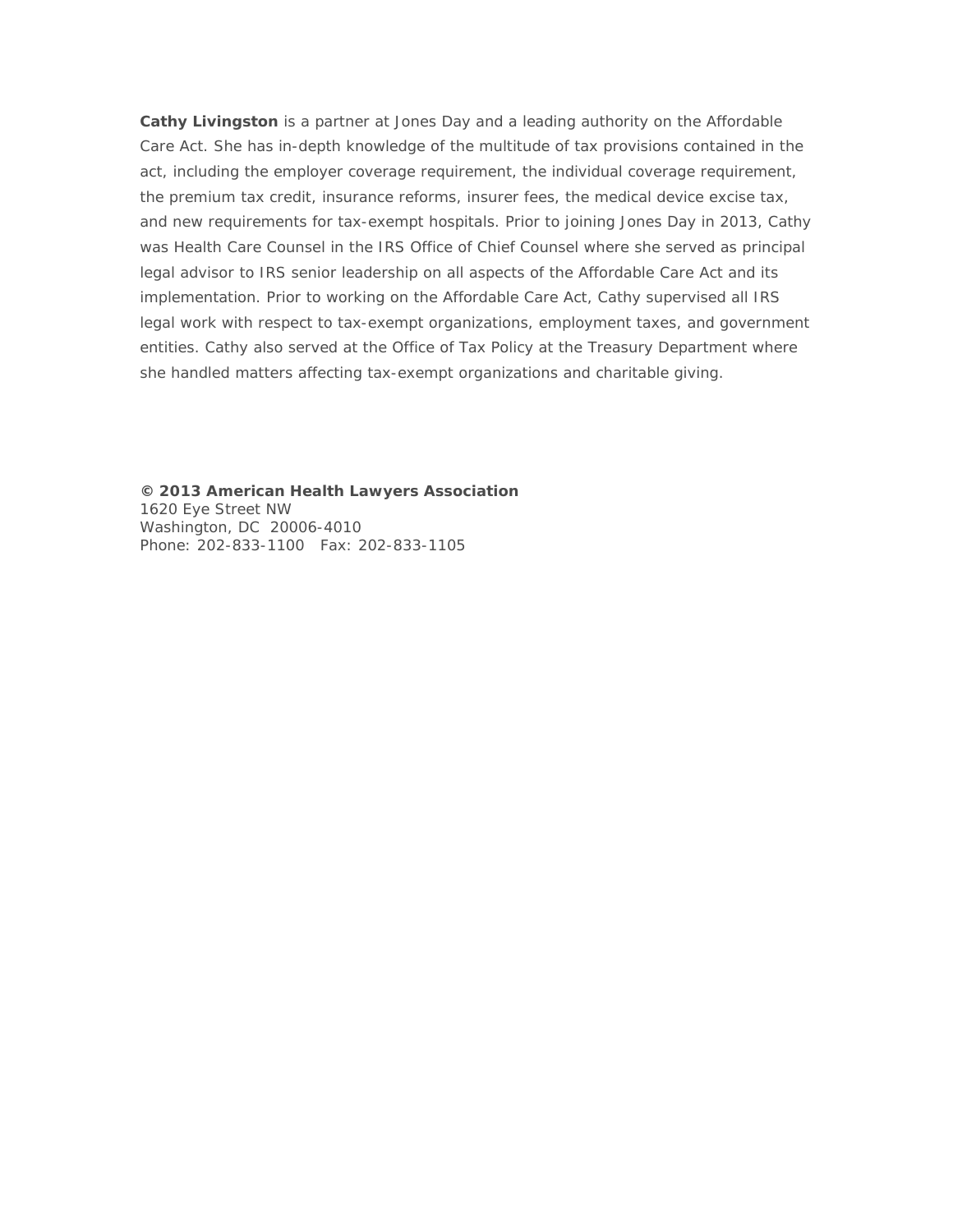**Cathy Livingston** is a partner at Jones Day and a leading authority on the Affordable Care Act. She has in-depth knowledge of the multitude of tax provisions contained in the act, including the employer coverage requirement, the individual coverage requirement, the premium tax credit, insurance reforms, insurer fees, the medical device excise tax, and new requirements for tax-exempt hospitals. Prior to joining Jones Day in 2013, Cathy was Health Care Counsel in the IRS Office of Chief Counsel where she served as principal legal advisor to IRS senior leadership on all aspects of the Affordable Care Act and its implementation. Prior to working on the Affordable Care Act, Cathy supervised all IRS legal work with respect to tax-exempt organizations, employment taxes, and government entities. Cathy also served at the Office of Tax Policy at the Treasury Department where she handled matters affecting tax-exempt organizations and charitable giving.

**© 2013 American Health Lawyers Association**
1620 Eye Street NW
Washington, DC 20006-4010
Phone: 202-833-1100 Fax: 202-833-1105